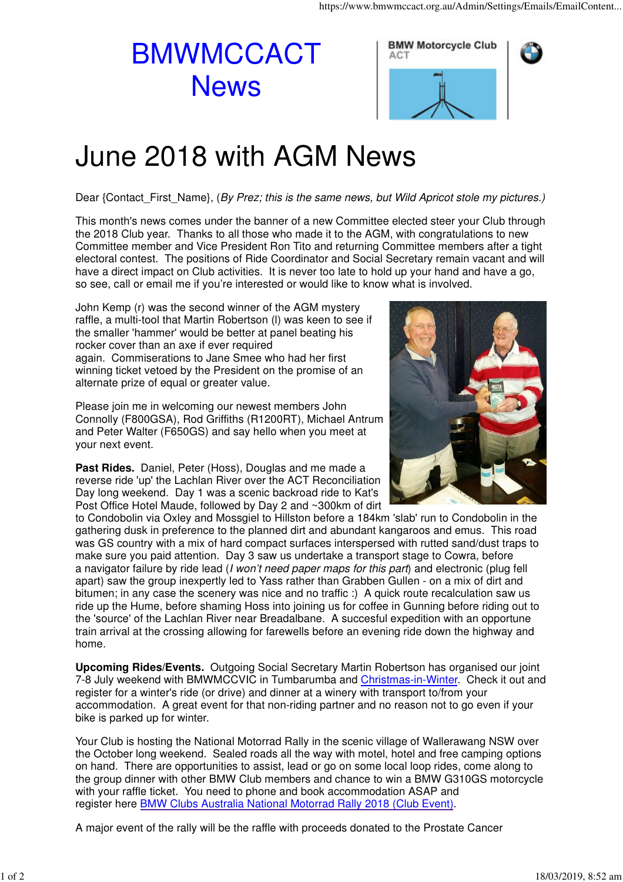# BMWMCCACT News

BMW Motorcycle Club ACT

# June 2018 with AGM News

Dear {Contact_First_Name}, (*By Prez; this is the same news, but Wild Apricot stole my pictures.)*

This month's news comes under the banner of a new Committee elected steer your Club through the 2018 Club year. Thanks to all those who made it to the AGM, with congratulations to new Committee member and Vice President Ron Tito and returning Committee members after a tight electoral contest. The positions of Ride Coordinator and Social Secretary remain vacant and will have a direct impact on Club activities. It is never too late to hold up your hand and have a go, so see, call or email me if you're interested or would like to know what is involved.

John Kemp (r) was the second winner of the AGM mystery raffle, a multi-tool that Martin Robertson (l) was keen to see if the smaller 'hammer' would be better at panel beating his rocker cover than an axe if ever required again. Commiserations to Jane Smee who had her first winning ticket vetoed by the President on the promise of an alternate prize of equal or greater value.

Please join me in welcoming our newest members John Connolly (F800GSA), Rod Griffiths (R1200RT), Michael Antrum and Peter Walter (F650GS) and say hello when you meet at your next event.

**Past Rides.** Daniel, Peter (Hoss), Douglas and me made a reverse ride 'up' the Lachlan River over the ACT Reconciliation Day long weekend. Day 1 was a scenic backroad ride to Kat's Post Office Hotel Maude, followed by Day 2 and ~300km of dirt to Condobolin via Oxley and Mossgiel to Hillston before a 184km 'slab' run to Condobolin in the gathering dusk in preference to the planned dirt and abundant kangaroos and emus. This road was GS country with a mix of hard compact surfaces interspersed with rutted sand/dust traps to make sure you paid attention. Day 3 saw us undertake a transport stage to Cowra, before a navigator failure by ride lead (*I won't need paper maps for this part*) and electronic (plug fell apart) saw the group inexpertly led to Yass rather than Grabben Gullen - on a mix of dirt and bitumen; in any case the scenery was nice and no traffic :) A quick route recalculation saw us ride up the Hume, before shaming Hoss into joining us for coffee in Gunning before riding out to the 'source' of the Lachlan River near Breadalbane. A succesful expedition with an opportune train arrival at the crossing allowing for farewells before an evening ride down the highway and home.

**Upcoming Rides/Events.** Outgoing Social Secretary Martin Robertson has organised our joint 7-8 July weekend with BMWMCCVIC in Tumbarumba and Christmas-in-Winter. Check it out and register for a winter's ride (or drive) and dinner at a winery with transport to/from your accommodation. A great event for that non-riding partner and no reason not to go even if your bike is parked up for winter.

Your Club is hosting the National Motorrad Rally in the scenic village of Wallerawang NSW over the October long weekend. Sealed roads all the way with motel, hotel and free camping options on hand. There are opportunities to assist, lead or go on some local loop rides, come along to the group dinner with other BMW Club members and chance to win a BMW G310GS motorcycle with your raffle ticket. You need to phone and book accommodation ASAP and register here BMW Clubs Australia National Motorrad Rally 2018 (Club Event).

A major event of the rally will be the raffle with proceeds donated to the Prostate Cancer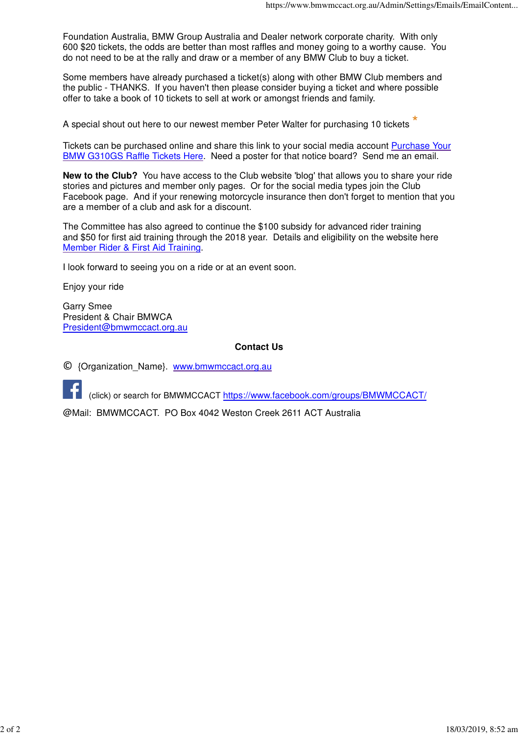Foundation Australia, BMW Group Australia and Dealer network corporate charity. With only 600 $20 tickets, the odds are better than most raffles and money going to a worthy cause. You do not need to be at the rally and draw or a member of any BMW Club to buy a ticket.

Some members have already purchased a ticket(s) along with other BMW Club members and the public - THANKS. If you haven't then please consider buying a ticket and where possible offer to take a book of 10 tickets to sell at work or amongst friends and family.

A special shout out here to our newest member Peter Walter for purchasing 10 tickets *

Tickets can be purchased online and share this link to your social media account Purchase Your BMW G310GS Raffle Tickets Here. Need a poster for that notice board? Send me an email.

**New to the Club?** You have access to the Club website 'blog' that allows you to share your ride stories and pictures and member only pages. Or for the social media types join the Club Facebook page. And if your renewing motorcycle insurance then don't forget to mention that you are a member of a club and ask for a discount.

The Committee has also agreed to continue the $100 subsidy for advanced rider training and $50 for first aid training through the 2018 year. Details and eligibility on the website here Member Rider & First Aid Training.

I look forward to seeing you on a ride or at an event soon.

Enjoy your ride

Garry Smee  
President & Chair BMWCA  
President@bmwmccact.org.au

**Contact Us**

© {Organization_Name}. www.bmwmccact.org.au

(click) or search for BMWMCCACT https://www.facebook.com/groups/BMWMCCACT/

@Mail: BMWMCCACT. PO Box 4042 Weston Creek 2611 ACT Australia